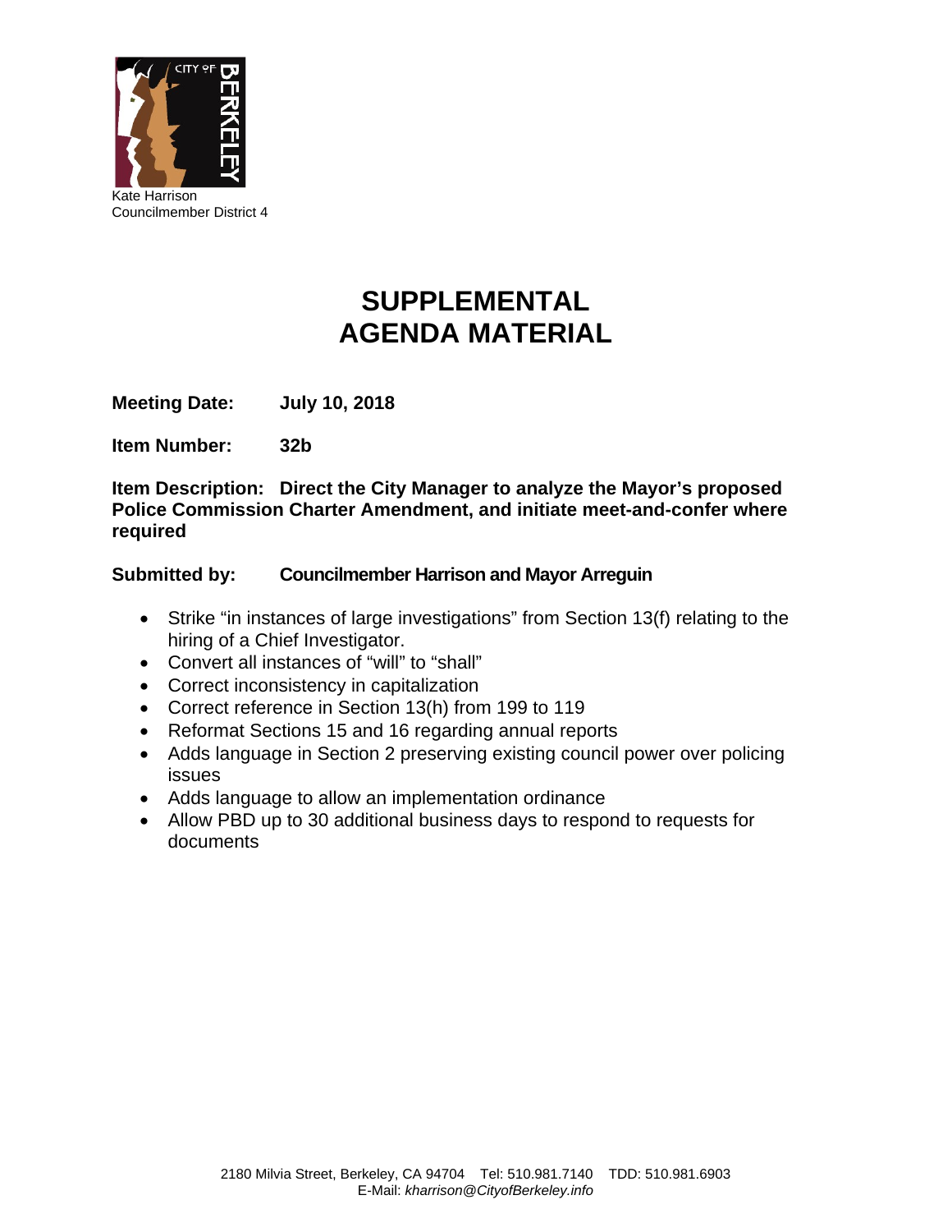Kate Harrison
Councilmember District 4

# SUPPLEMENTAL AGENDA MATERIAL

**Meeting Date:** **July 10, 2018**

**Item Number:** **32b**

**Item Description: Direct the City Manager to analyze the Mayor's proposed Police Commission Charter Amendment, and initiate meet-and-confer where required**

**Submitted by:** **Councilmember Harrison and Mayor Arreguin**

- Strike "in instances of large investigations" from Section 13(f) relating to the hiring of a Chief Investigator.
- Convert all instances of "will" to "shall"
- Correct inconsistency in capitalization
- Correct reference in Section 13(h) from 199 to 119
- Reformat Sections 15 and 16 regarding annual reports
- Adds language in Section 2 preserving existing council power over policing issues
- Adds language to allow an implementation ordinance
- Allow PBD up to 30 additional business days to respond to requests for documents

2180 Milvia Street, Berkeley, CA 94704 Tel: 510.981.7140 TDD: 510.981.6903
E-Mail: *kharrison@CityofBerkeley.info*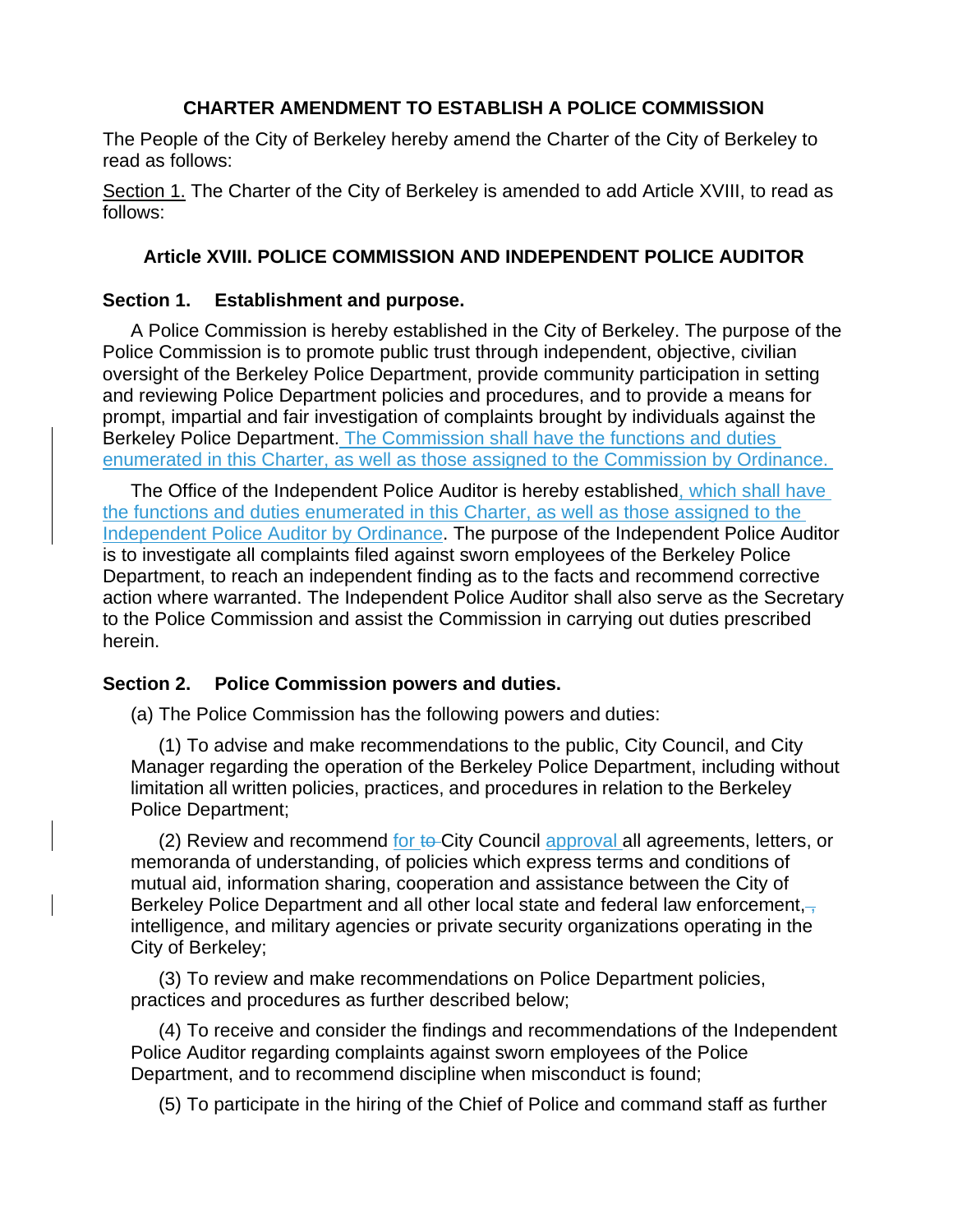**CHARTER AMENDMENT TO ESTABLISH A POLICE COMMISSION**

The People of the City of Berkeley hereby amend the Charter of the City of Berkeley to read as follows:

Section 1. The Charter of the City of Berkeley is amended to add Article XVIII, to read as follows:

**Article XVIII. POLICE COMMISSION AND INDEPENDENT POLICE AUDITOR**

**Section 1. Establishment and purpose.**

A Police Commission is hereby established in the City of Berkeley. The purpose of the Police Commission is to promote public trust through independent, objective, civilian oversight of the Berkeley Police Department, provide community participation in setting and reviewing Police Department policies and procedures, and to provide a means for prompt, impartial and fair investigation of complaints brought by individuals against the Berkeley Police Department. The Commission shall have the functions and duties enumerated in this Charter, as well as those assigned to the Commission by Ordinance.

The Office of the Independent Police Auditor is hereby established, which shall have the functions and duties enumerated in this Charter, as well as those assigned to the Independent Police Auditor by Ordinance. The purpose of the Independent Police Auditor is to investigate all complaints filed against sworn employees of the Berkeley Police Department, to reach an independent finding as to the facts and recommend corrective action where warranted. The Independent Police Auditor shall also serve as the Secretary to the Police Commission and assist the Commission in carrying out duties prescribed herein.

**Section 2. Police Commission powers and duties.**

(a) The Police Commission has the following powers and duties:

(1) To advise and make recommendations to the public, City Council, and City Manager regarding the operation of the Berkeley Police Department, including without limitation all written policies, practices, and procedures in relation to the Berkeley Police Department;

(2) Review and recommend for ~~to~~ City Council approval all agreements, letters, or memoranda of understanding, of policies which express terms and conditions of mutual aid, information sharing, cooperation and assistance between the City of Berkeley Police Department and all other local state and federal law enforcement,~~,~~ intelligence, and military agencies or private security organizations operating in the City of Berkeley;

(3) To review and make recommendations on Police Department policies, practices and procedures as further described below;

(4) To receive and consider the findings and recommendations of the Independent Police Auditor regarding complaints against sworn employees of the Police Department, and to recommend discipline when misconduct is found;

(5) To participate in the hiring of the Chief of Police and command staff as further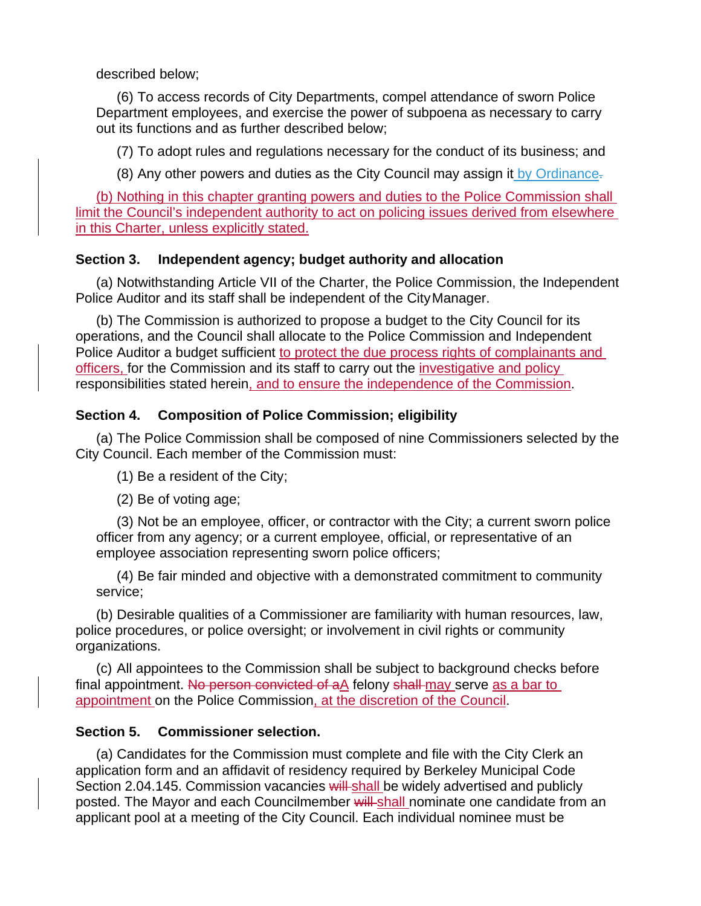described below;

(6) To access records of City Departments, compel attendance of sworn Police Department employees, and exercise the power of subpoena as necessary to carry out its functions and as further described below;

(7) To adopt rules and regulations necessary for the conduct of its business; and

(8) Any other powers and duties as the City Council may assign it ~~.~~ by Ordinance.

(b) Nothing in this chapter granting powers and duties to the Police Commission shall limit the Council's independent authority to act on policing issues derived from elsewhere in this Charter, unless explicitly stated.

**Section 3. Independent agency; budget authority and allocation**

(a) Notwithstanding Article VII of the Charter, the Police Commission, the Independent Police Auditor and its staff shall be independent of the City Manager.

(b) The Commission is authorized to propose a budget to the City Council for its operations, and the Council shall allocate to the Police Commission and Independent Police Auditor a budget sufficient to protect the due process rights of complainants and officers, for the Commission and its staff to carry out the investigative and policy responsibilities stated herein, and to ensure the independence of the Commission.

**Section 4. Composition of Police Commission; eligibility**

(a) The Police Commission shall be composed of nine Commissioners selected by the City Council. Each member of the Commission must:

(1) Be a resident of the City;

(2) Be of voting age;

(3) Not be an employee, officer, or contractor with the City; a current sworn police officer from any agency; or a current employee, official, or representative of an employee association representing sworn police officers;

(4) Be fair minded and objective with a demonstrated commitment to community service;

(b) Desirable qualities of a Commissioner are familiarity with human resources, law, police procedures, or police oversight; or involvement in civil rights or community organizations.

(c) All appointees to the Commission shall be subject to background checks before final appointment. ~~No person convicted of a~~A felony ~~shall~~ may serve as a bar to appointment on the Police Commission, at the discretion of the Council.

**Section 5. Commissioner selection.**

(a) Candidates for the Commission must complete and file with the City Clerk an application form and an affidavit of residency required by Berkeley Municipal Code Section 2.04.145. Commission vacancies ~~will~~ shall be widely advertised and publicly posted. The Mayor and each Councilmember ~~will~~ shall nominate one candidate from an applicant pool at a meeting of the City Council. Each individual nominee must be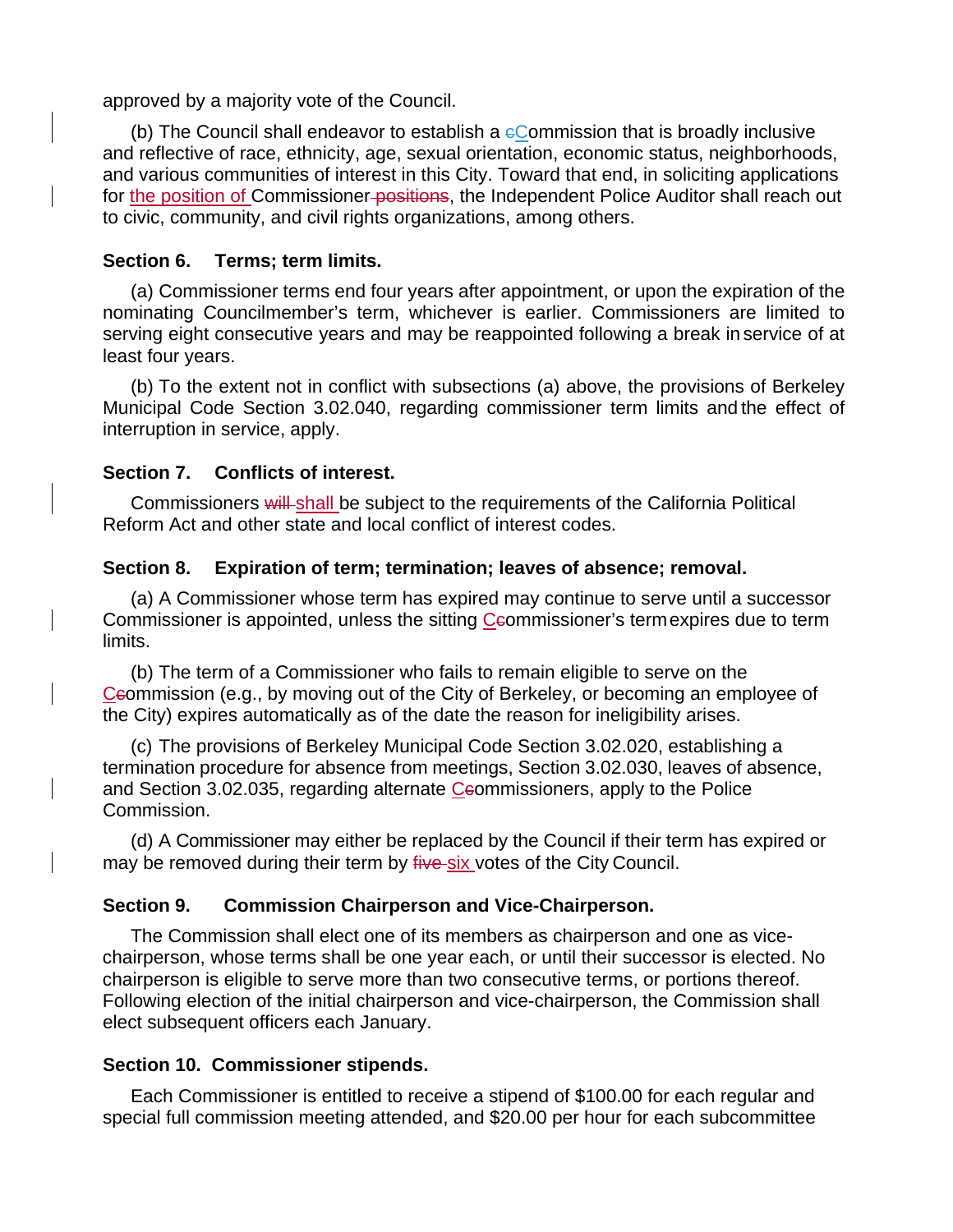approved by a majority vote of the Council.

(b) The Council shall endeavor to establish a ~~c~~Commission that is broadly inclusive and reflective of race, ethnicity, age, sexual orientation, economic status, neighborhoods, and various communities of interest in this City. Toward that end, in soliciting applications for the position of Commissioner ~~positions~~, the Independent Police Auditor shall reach out to civic, community, and civil rights organizations, among others.

**Section 6. Terms; term limits.**

(a) Commissioner terms end four years after appointment, or upon the expiration of the nominating Councilmember's term, whichever is earlier. Commissioners are limited to serving eight consecutive years and may be reappointed following a break in service of at least four years.

(b) To the extent not in conflict with subsections (a) above, the provisions of Berkeley Municipal Code Section 3.02.040, regarding commissioner term limits and the effect of interruption in service, apply.

**Section 7. Conflicts of interest.**

Commissioners ~~will~~ shall be subject to the requirements of the California Political Reform Act and other state and local conflict of interest codes.

**Section 8. Expiration of term; termination; leaves of absence; removal.**

(a) A Commissioner whose term has expired may continue to serve until a successor Commissioner is appointed, unless the sitting C~~c~~ommissioner's term expires due to term limits.

(b) The term of a Commissioner who fails to remain eligible to serve on the C~~c~~ommission (e.g., by moving out of the City of Berkeley, or becoming an employee of the City) expires automatically as of the date the reason for ineligibility arises.

(c) The provisions of Berkeley Municipal Code Section 3.02.020, establishing a termination procedure for absence from meetings, Section 3.02.030, leaves of absence, and Section 3.02.035, regarding alternate C~~c~~ommissioners, apply to the Police Commission.

(d) A Commissioner may either be replaced by the Council if their term has expired or may be removed during their term by ~~five~~ six votes of the City Council.

**Section 9. Commission Chairperson and Vice-Chairperson.**

The Commission shall elect one of its members as chairperson and one as vice-chairperson, whose terms shall be one year each, or until their successor is elected. No chairperson is eligible to serve more than two consecutive terms, or portions thereof. Following election of the initial chairperson and vice-chairperson, the Commission shall elect subsequent officers each January.

**Section 10. Commissioner stipends.**

Each Commissioner is entitled to receive a stipend of $100.00 for each regular and special full commission meeting attended, and $20.00 per hour for each subcommittee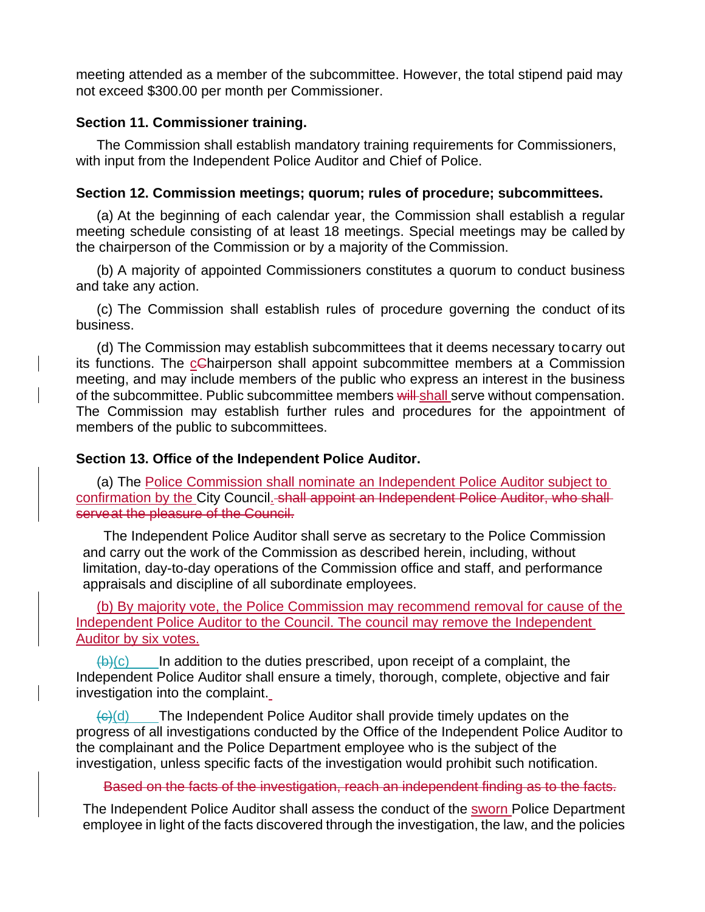meeting attended as a member of the subcommittee. However, the total stipend paid may not exceed $300.00 per month per Commissioner.

**Section 11. Commissioner training.**

The Commission shall establish mandatory training requirements for Commissioners, with input from the Independent Police Auditor and Chief of Police.

**Section 12. Commission meetings; quorum; rules of procedure; subcommittees.**

(a) At the beginning of each calendar year, the Commission shall establish a regular meeting schedule consisting of at least 18 meetings. Special meetings may be called by the chairperson of the Commission or by a majority of the Commission.

(b) A majority of appointed Commissioners constitutes a quorum to conduct business and take any action.

(c) The Commission shall establish rules of procedure governing the conduct of its business.

(d) The Commission may establish subcommittees that it deems necessary to carry out its functions. The ~~C~~chairperson shall appoint subcommittee members at a Commission meeting, and may include members of the public who express an interest in the business of the subcommittee. Public subcommittee members ~~will~~ shall serve without compensation. The Commission may establish further rules and procedures for the appointment of members of the public to subcommittees.

**Section 13. Office of the Independent Police Auditor.**

(a) The Police Commission shall nominate an Independent Police Auditor subject to confirmation by the City Council. ~~shall appoint an Independent Police Auditor, who shall serve at the pleasure of the Council.~~

The Independent Police Auditor shall serve as secretary to the Police Commission and carry out the work of the Commission as described herein, including, without limitation, day-to-day operations of the Commission office and staff, and performance appraisals and discipline of all subordinate employees.

(b) By majority vote, the Police Commission may recommend removal for cause of the Independent Police Auditor to the Council. The council may remove the Independent Auditor by six votes.

~~(b)~~(c) In addition to the duties prescribed, upon receipt of a complaint, the Independent Police Auditor shall ensure a timely, thorough, complete, objective and fair investigation into the complaint.

~~(c)~~(d) The Independent Police Auditor shall provide timely updates on the progress of all investigations conducted by the Office of the Independent Police Auditor to the complainant and the Police Department employee who is the subject of the investigation, unless specific facts of the investigation would prohibit such notification.

~~Based on the facts of the investigation, reach an independent finding as to the facts.~~

The Independent Police Auditor shall assess the conduct of the sworn Police Department employee in light of the facts discovered through the investigation, the law, and the policies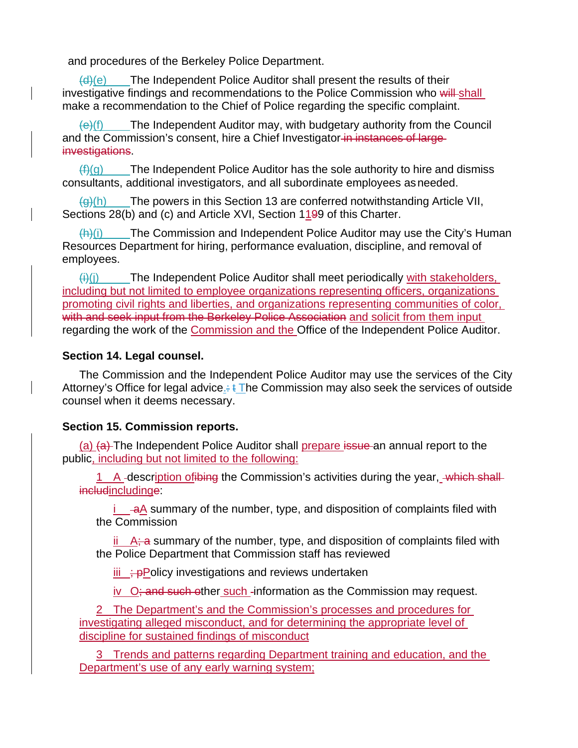and procedures of the Berkeley Police Department.

~~(d)~~(e) The Independent Police Auditor shall present the results of their investigative findings and recommendations to the Police Commission who ~~will~~ shall make a recommendation to the Chief of Police regarding the specific complaint.

~~(e)~~(f) The Independent Auditor may, with budgetary authority from the Council and the Commission's consent, hire a Chief Investigator ~~in instances of large investigations~~.

~~(f)~~(g) The Independent Police Auditor has the sole authority to hire and dismiss consultants, additional investigators, and all subordinate employees as needed.

~~(g)~~(h) The powers in this Section 13 are conferred notwithstanding Article VII, Sections 28(b) and (c) and Article XVI, Section 11~~9~~9 of this Charter.

~~(h)~~(i) The Commission and Independent Police Auditor may use the City's Human Resources Department for hiring, performance evaluation, discipline, and removal of employees.

~~(i)~~(j) The Independent Police Auditor shall meet periodically with stakeholders, including but not limited to employee organizations representing officers, organizations promoting civil rights and liberties, and organizations representing communities of color, ~~with and seek input from the Berkeley Police Association~~ and solicit from them input regarding the work of the Commission and the Office of the Independent Police Auditor.

**Section 14. Legal counsel.**

The Commission and the Independent Police Auditor may use the services of the City Attorney's Office for legal advice.~~; t~~ The Commission may also seek the services of outside counsel when it deems necessary.

**Section 15. Commission reports.**

(a) ~~(a)~~ The Independent Police Auditor shall prepare ~~issue~~ an annual report to the public, including but not limited to the following:

1 A descr~~ibing~~iption of the Commission's activities during the year, ~~which shall include~~ including:

i ~~a~~A summary of the number, type, and disposition of complaints filed with the Commission

ii A~~; a~~ summary of the number, type, and disposition of complaints filed with the Police Department that Commission staff has reviewed

iii ~~; p~~Policy investigations and reviews undertaken

iv O~~; and such o~~ther such information as the Commission may request.

2 The Department's and the Commission's processes and procedures for investigating alleged misconduct, and for determining the appropriate level of discipline for sustained findings of misconduct

3 Trends and patterns regarding Department training and education, and the Department's use of any early warning system;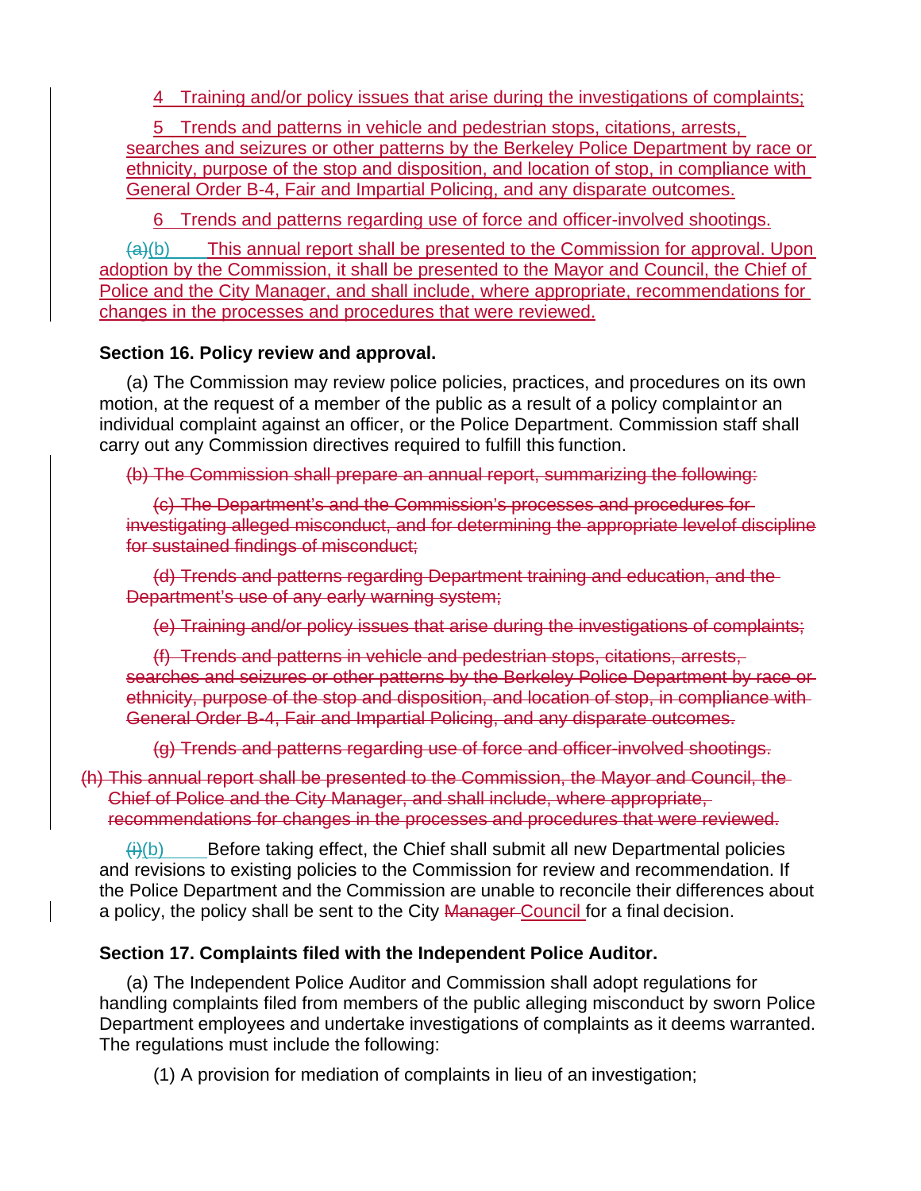4 Training and/or policy issues that arise during the investigations of complaints;

5 Trends and patterns in vehicle and pedestrian stops, citations, arrests, searches and seizures or other patterns by the Berkeley Police Department by race or ethnicity, purpose of the stop and disposition, and location of stop, in compliance with General Order B-4, Fair and Impartial Policing, and any disparate outcomes.

6 Trends and patterns regarding use of force and officer-involved shootings.

~~(a)~~(b) This annual report shall be presented to the Commission for approval. Upon adoption by the Commission, it shall be presented to the Mayor and Council, the Chief of Police and the City Manager, and shall include, where appropriate, recommendations for changes in the processes and procedures that were reviewed.

**Section 16. Policy review and approval.**

(a) The Commission may review police policies, practices, and procedures on its own motion, at the request of a member of the public as a result of a policy complaint or an individual complaint against an officer, or the Police Department. Commission staff shall carry out any Commission directives required to fulfill this function.

~~(b) The Commission shall prepare an annual report, summarizing the following:~~

~~(c) The Department's and the Commission's processes and procedures for investigating alleged misconduct, and for determining the appropriate level of discipline for sustained findings of misconduct;~~

~~(d) Trends and patterns regarding Department training and education, and the Department's use of any early warning system;~~

~~(e) Training and/or policy issues that arise during the investigations of complaints;~~

~~(f) Trends and patterns in vehicle and pedestrian stops, citations, arrests, searches and seizures or other patterns by the Berkeley Police Department by race or ethnicity, purpose of the stop and disposition, and location of stop, in compliance with General Order B-4, Fair and Impartial Policing, and any disparate outcomes.~~

~~(g) Trends and patterns regarding use of force and officer-involved shootings.~~

~~(h) This annual report shall be presented to the Commission, the Mayor and Council, the Chief of Police and the City Manager, and shall include, where appropriate, recommendations for changes in the processes and procedures that were reviewed.~~

~~(i)~~(b) Before taking effect, the Chief shall submit all new Departmental policies and revisions to existing policies to the Commission for review and recommendation. If the Police Department and the Commission are unable to reconcile their differences about a policy, the policy shall be sent to the City ~~Manager~~ Council for a final decision.

**Section 17. Complaints filed with the Independent Police Auditor.**

(a) The Independent Police Auditor and Commission shall adopt regulations for handling complaints filed from members of the public alleging misconduct by sworn Police Department employees and undertake investigations of complaints as it deems warranted. The regulations must include the following:

(1) A provision for mediation of complaints in lieu of an investigation;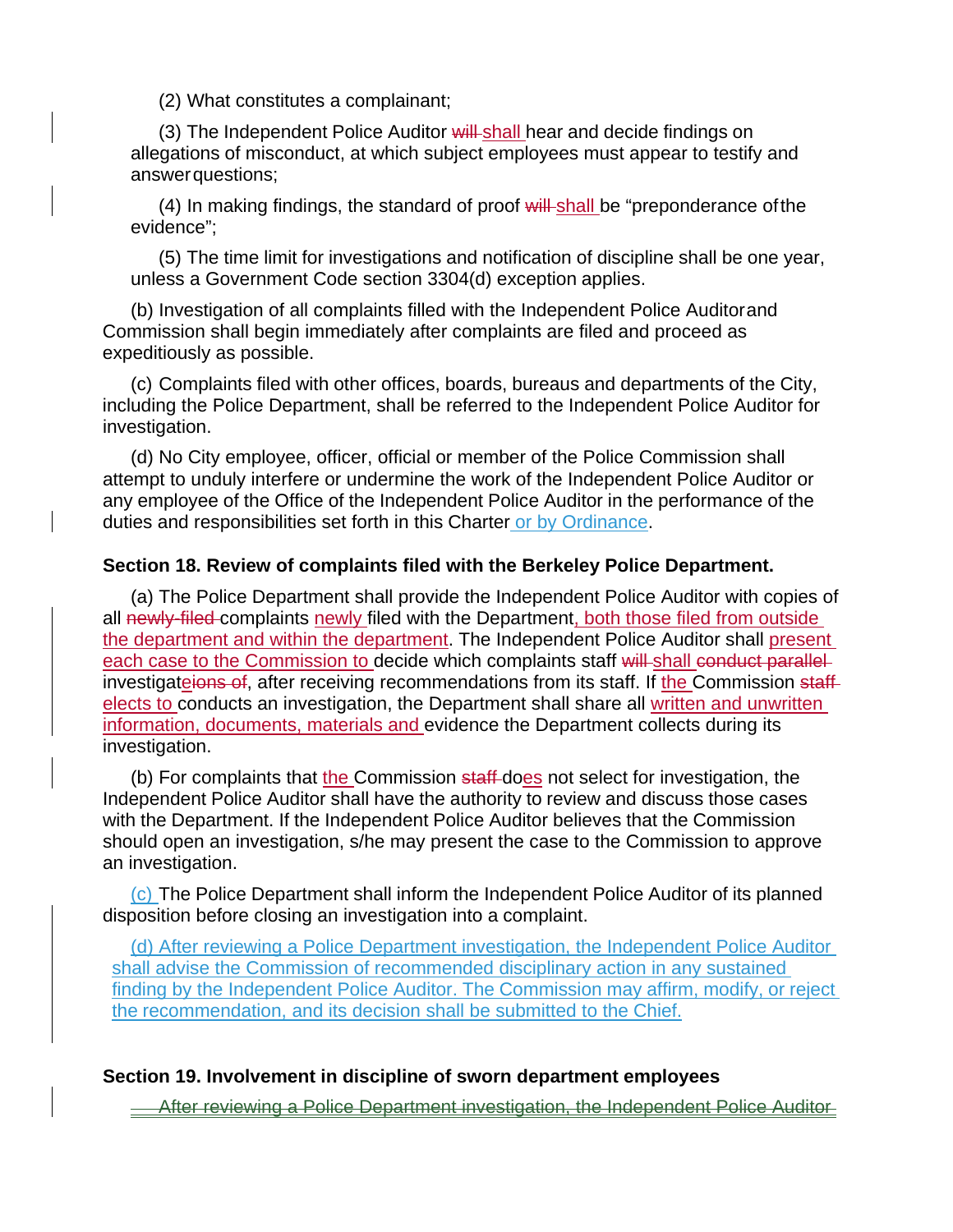(2) What constitutes a complainant;

(3) The Independent Police Auditor ~~will~~ shall hear and decide findings on allegations of misconduct, at which subject employees must appear to testify and answer questions;

(4) In making findings, the standard of proof ~~will~~ shall be "preponderance of the evidence";

(5) The time limit for investigations and notification of discipline shall be one year, unless a Government Code section 3304(d) exception applies.

(b) Investigation of all complaints filled with the Independent Police Auditor and Commission shall begin immediately after complaints are filed and proceed as expeditiously as possible.

(c) Complaints filed with other offices, boards, bureaus and departments of the City, including the Police Department, shall be referred to the Independent Police Auditor for investigation.

(d) No City employee, officer, official or member of the Police Commission shall attempt to unduly interfere or undermine the work of the Independent Police Auditor or any employee of the Office of the Independent Police Auditor in the performance of the duties and responsibilities set forth in this Charter or by Ordinance.

**Section 18. Review of complaints filed with the Berkeley Police Department.**

(a) The Police Department shall provide the Independent Police Auditor with copies of all ~~newly-filed~~ complaints newly filed with the Department, both those filed from outside the department and within the department. The Independent Police Auditor shall present each case to the Commission to decide which complaints staff ~~will~~ shall ~~conduct parallel~~ investigate~~ions of~~, after receiving recommendations from its staff. If the Commission ~~staff elects to~~ conducts an investigation, the Department shall share all written and unwritten information, documents, materials and evidence the Department collects during its investigation.

(b) For complaints that the Commission ~~staff~~ does not select for investigation, the Independent Police Auditor shall have the authority to review and discuss those cases with the Department. If the Independent Police Auditor believes that the Commission should open an investigation, s/he may present the case to the Commission to approve an investigation.

(c) The Police Department shall inform the Independent Police Auditor of its planned disposition before closing an investigation into a complaint.

(d) After reviewing a Police Department investigation, the Independent Police Auditor shall advise the Commission of recommended disciplinary action in any sustained finding by the Independent Police Auditor. The Commission may affirm, modify, or reject the recommendation, and its decision shall be submitted to the Chief.

**Section 19. Involvement in discipline of sworn department employees**

~~After reviewing a Police Department investigation, the Independent Police Auditor~~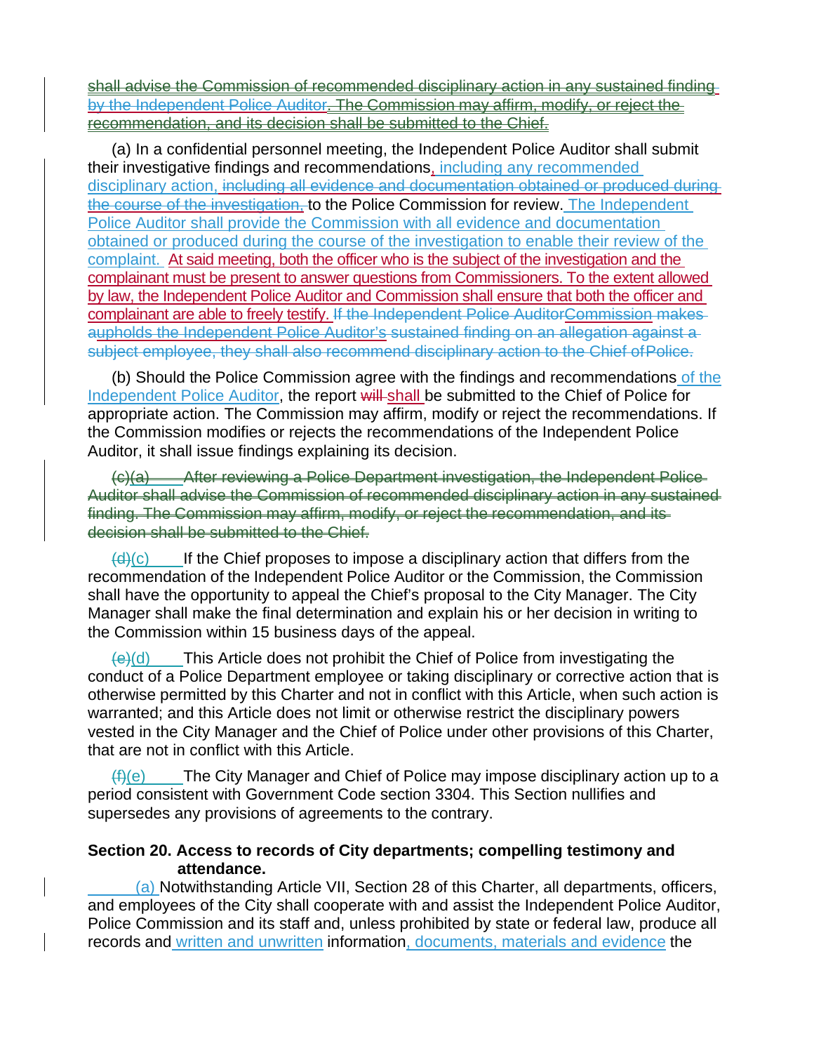shall advise the Commission of recommended disciplinary action in any sustained finding by the Independent Police Auditor. The Commission may affirm, modify, or reject the recommendation, and its decision shall be submitted to the Chief.

(a) In a confidential personnel meeting, the Independent Police Auditor shall submit their investigative findings and recommendations, including any recommended disciplinary action, including all evidence and documentation obtained or produced during the course of the investigation, to the Police Commission for review. The Independent Police Auditor shall provide the Commission with all evidence and documentation obtained or produced during the course of the investigation to enable their review of the complaint. At said meeting, both the officer who is the subject of the investigation and the complainant must be present to answer questions from Commissioners. To the extent allowed by law, the Independent Police Auditor and Commission shall ensure that both the officer and complainant are able to freely testify. If the Independent Police AuditorCommission makes aupholds the Independent Police Auditor's sustained finding on an allegation against a subject employee, they shall also recommend disciplinary action to the Chief ofPolice.

(b) Should the Police Commission agree with the findings and recommendations of the Independent Police Auditor, the report will shall be submitted to the Chief of Police for appropriate action. The Commission may affirm, modify or reject the recommendations. If the Commission modifies or rejects the recommendations of the Independent Police Auditor, it shall issue findings explaining its decision.

(c)(a) After reviewing a Police Department investigation, the Independent Police Auditor shall advise the Commission of recommended disciplinary action in any sustained finding. The Commission may affirm, modify, or reject the recommendation, and its decision shall be submitted to the Chief.

(d)(c) If the Chief proposes to impose a disciplinary action that differs from the recommendation of the Independent Police Auditor or the Commission, the Commission shall have the opportunity to appeal the Chief's proposal to the City Manager. The City Manager shall make the final determination and explain his or her decision in writing to the Commission within 15 business days of the appeal.

(e)(d) This Article does not prohibit the Chief of Police from investigating the conduct of a Police Department employee or taking disciplinary or corrective action that is otherwise permitted by this Charter and not in conflict with this Article, when such action is warranted; and this Article does not limit or otherwise restrict the disciplinary powers vested in the City Manager and the Chief of Police under other provisions of this Charter, that are not in conflict with this Article.

(f)(e) The City Manager and Chief of Police may impose disciplinary action up to a period consistent with Government Code section 3304. This Section nullifies and supersedes any provisions of agreements to the contrary.

**Section 20. Access to records of City departments; compelling testimony and attendance.**

(a) Notwithstanding Article VII, Section 28 of this Charter, all departments, officers, and employees of the City shall cooperate with and assist the Independent Police Auditor, Police Commission and its staff and, unless prohibited by state or federal law, produce all records and written and unwritten information, documents, materials and evidence the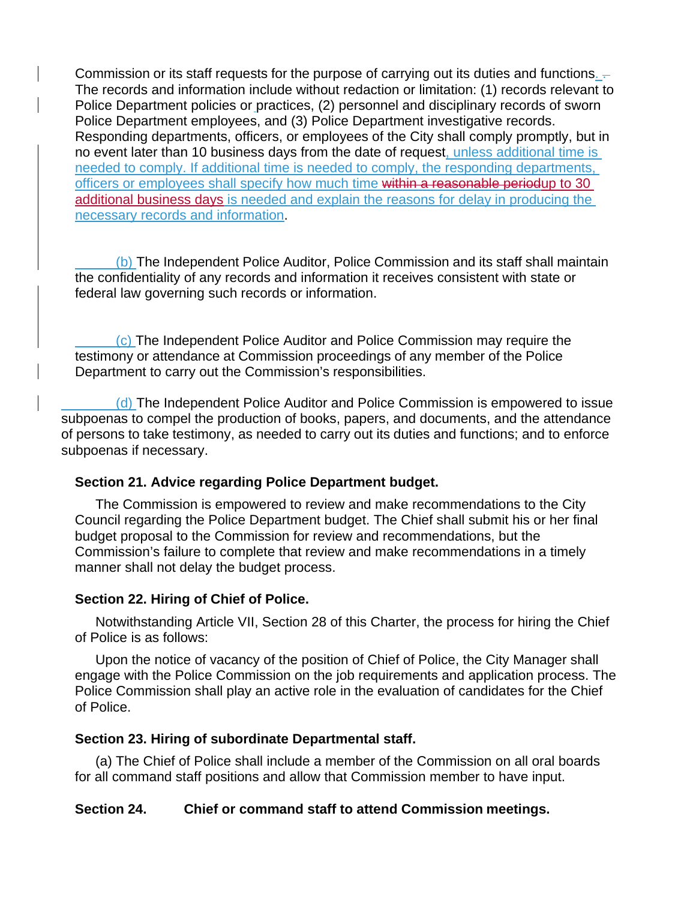Commission or its staff requests for the purpose of carrying out its duties and functions. The records and information include without redaction or limitation: (1) records relevant to Police Department policies or practices, (2) personnel and disciplinary records of sworn Police Department employees, and (3) Police Department investigative records. Responding departments, officers, or employees of the City shall comply promptly, but in no event later than 10 business days from the date of request, unless additional time is needed to comply. If additional time is needed to comply, the responding departments, officers or employees shall specify how much time ~~within a reasonable period~~up to 30 additional business days is needed and explain the reasons for delay in producing the necessary records and information.

(b) The Independent Police Auditor, Police Commission and its staff shall maintain the confidentiality of any records and information it receives consistent with state or federal law governing such records or information.

(c) The Independent Police Auditor and Police Commission may require the testimony or attendance at Commission proceedings of any member of the Police Department to carry out the Commission's responsibilities.

(d) The Independent Police Auditor and Police Commission is empowered to issue subpoenas to compel the production of books, papers, and documents, and the attendance of persons to take testimony, as needed to carry out its duties and functions; and to enforce subpoenas if necessary.

**Section 21. Advice regarding Police Department budget.**

The Commission is empowered to review and make recommendations to the City Council regarding the Police Department budget. The Chief shall submit his or her final budget proposal to the Commission for review and recommendations, but the Commission's failure to complete that review and make recommendations in a timely manner shall not delay the budget process.

**Section 22. Hiring of Chief of Police.**

Notwithstanding Article VII, Section 28 of this Charter, the process for hiring the Chief of Police is as follows:

Upon the notice of vacancy of the position of Chief of Police, the City Manager shall engage with the Police Commission on the job requirements and application process. The Police Commission shall play an active role in the evaluation of candidates for the Chief of Police.

**Section 23. Hiring of subordinate Departmental staff.**

(a) The Chief of Police shall include a member of the Commission on all oral boards for all command staff positions and allow that Commission member to have input.

**Section 24. Chief or command staff to attend Commission meetings.**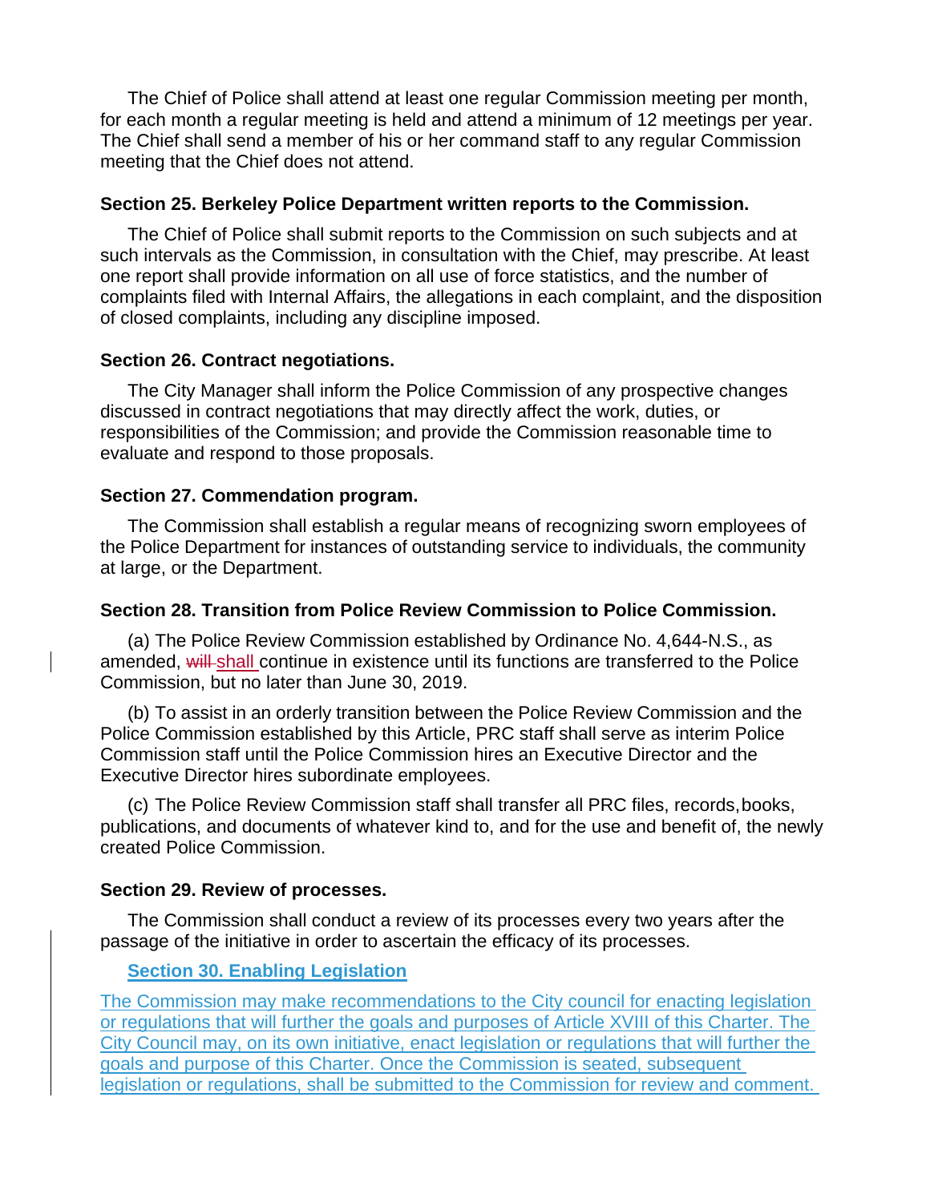The Chief of Police shall attend at least one regular Commission meeting per month, for each month a regular meeting is held and attend a minimum of 12 meetings per year. The Chief shall send a member of his or her command staff to any regular Commission meeting that the Chief does not attend.

**Section 25. Berkeley Police Department written reports to the Commission.**

The Chief of Police shall submit reports to the Commission on such subjects and at such intervals as the Commission, in consultation with the Chief, may prescribe. At least one report shall provide information on all use of force statistics, and the number of complaints filed with Internal Affairs, the allegations in each complaint, and the disposition of closed complaints, including any discipline imposed.

**Section 26. Contract negotiations.**

The City Manager shall inform the Police Commission of any prospective changes discussed in contract negotiations that may directly affect the work, duties, or responsibilities of the Commission; and provide the Commission reasonable time to evaluate and respond to those proposals.

**Section 27. Commendation program.**

The Commission shall establish a regular means of recognizing sworn employees of the Police Department for instances of outstanding service to individuals, the community at large, or the Department.

**Section 28. Transition from Police Review Commission to Police Commission.**

(a) The Police Review Commission established by Ordinance No. 4,644-N.S., as amended, ~~will~~ shall continue in existence until its functions are transferred to the Police Commission, but no later than June 30, 2019.

(b) To assist in an orderly transition between the Police Review Commission and the Police Commission established by this Article, PRC staff shall serve as interim Police Commission staff until the Police Commission hires an Executive Director and the Executive Director hires subordinate employees.

(c) The Police Review Commission staff shall transfer all PRC files, records, books, publications, and documents of whatever kind to, and for the use and benefit of, the newly created Police Commission.

**Section 29. Review of processes.**

The Commission shall conduct a review of its processes every two years after the passage of the initiative in order to ascertain the efficacy of its processes.

**Section 30. Enabling Legislation**

The Commission may make recommendations to the City council for enacting legislation or regulations that will further the goals and purposes of Article XVIII of this Charter. The City Council may, on its own initiative, enact legislation or regulations that will further the goals and purpose of this Charter. Once the Commission is seated, subsequent legislation or regulations, shall be submitted to the Commission for review and comment.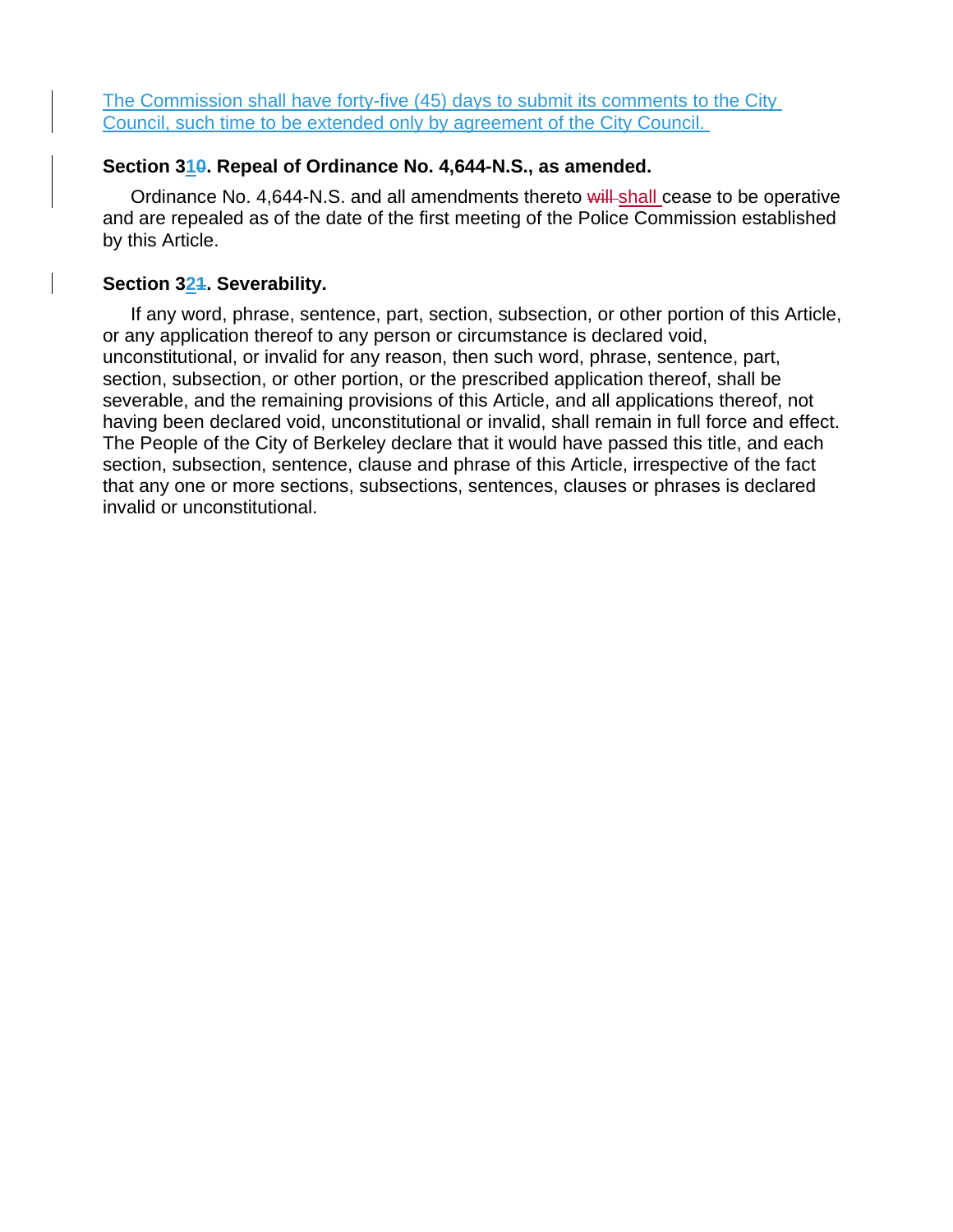The Commission shall have forty-five (45) days to submit its comments to the City Council, such time to be extended only by agreement of the City Council.

**Section 310. Repeal of Ordinance No. 4,644-N.S., as amended.**

Ordinance No. 4,644-N.S. and all amendments thereto will shall cease to be operative and are repealed as of the date of the first meeting of the Police Commission established by this Article.

**Section 321. Severability.**

If any word, phrase, sentence, part, section, subsection, or other portion of this Article, or any application thereof to any person or circumstance is declared void, unconstitutional, or invalid for any reason, then such word, phrase, sentence, part, section, subsection, or other portion, or the prescribed application thereof, shall be severable, and the remaining provisions of this Article, and all applications thereof, not having been declared void, unconstitutional or invalid, shall remain in full force and effect. The People of the City of Berkeley declare that it would have passed this title, and each section, subsection, sentence, clause and phrase of this Article, irrespective of the fact that any one or more sections, subsections, sentences, clauses or phrases is declared invalid or unconstitutional.